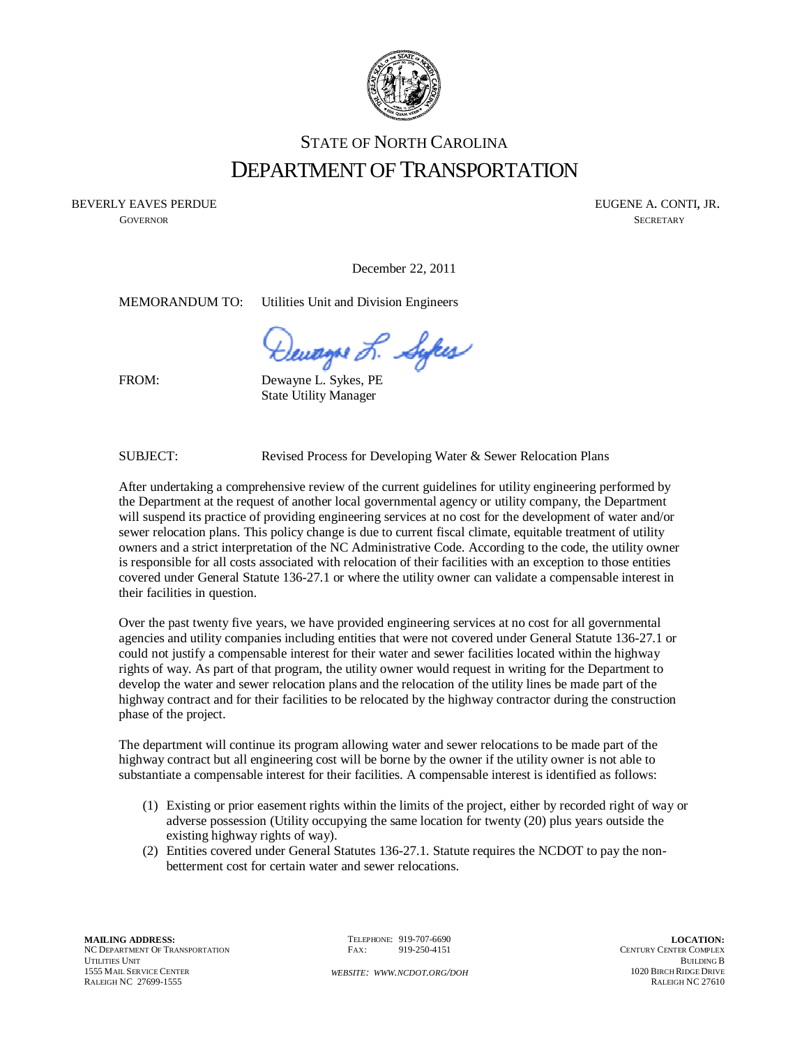STATE OF NORTH CAROLINA

# DEPARTMENT OF TRANSPORTATION

BEVERLY EAVES PERDUE
GOVERNOR

EUGENE A. CONTI, JR.
SECRETARY

December 22, 2011

MEMORANDUM TO: Utilities Unit and Division Engineers

FROM: Dewayne L. Sykes, PE
State Utility Manager

SUBJECT: Revised Process for Developing Water & Sewer Relocation Plans

After undertaking a comprehensive review of the current guidelines for utility engineering performed by the Department at the request of another local governmental agency or utility company, the Department will suspend its practice of providing engineering services at no cost for the development of water and/or sewer relocation plans. This policy change is due to current fiscal climate, equitable treatment of utility owners and a strict interpretation of the NC Administrative Code. According to the code, the utility owner is responsible for all costs associated with relocation of their facilities with an exception to those entities covered under General Statute 136-27.1 or where the utility owner can validate a compensable interest in their facilities in question.

Over the past twenty five years, we have provided engineering services at no cost for all governmental agencies and utility companies including entities that were not covered under General Statute 136-27.1 or could not justify a compensable interest for their water and sewer facilities located within the highway rights of way. As part of that program, the utility owner would request in writing for the Department to develop the water and sewer relocation plans and the relocation of the utility lines be made part of the highway contract and for their facilities to be relocated by the highway contractor during the construction phase of the project.

The department will continue its program allowing water and sewer relocations to be made part of the highway contract but all engineering cost will be borne by the owner if the utility owner is not able to substantiate a compensable interest for their facilities. A compensable interest is identified as follows:

(1) Existing or prior easement rights within the limits of the project, either by recorded right of way or adverse possession (Utility occupying the same location for twenty (20) plus years outside the existing highway rights of way).
(2) Entities covered under General Statutes 136-27.1. Statute requires the NCDOT to pay the non-betterment cost for certain water and sewer relocations.

**MAILING ADDRESS:**
NC DEPARTMENT OF TRANSPORTATION
UTILITIES UNIT
1555 MAIL SERVICE CENTER
RALEIGH NC 27699-1555

TELEPHONE: 919-707-6690
FAX: 919-250-4151

*WEBSITE: WWW.NCDOT.ORG/DOH*

**LOCATION:**
CENTURY CENTER COMPLEX
BUILDING B
1020 BIRCH RIDGE DRIVE
RALEIGH NC 27610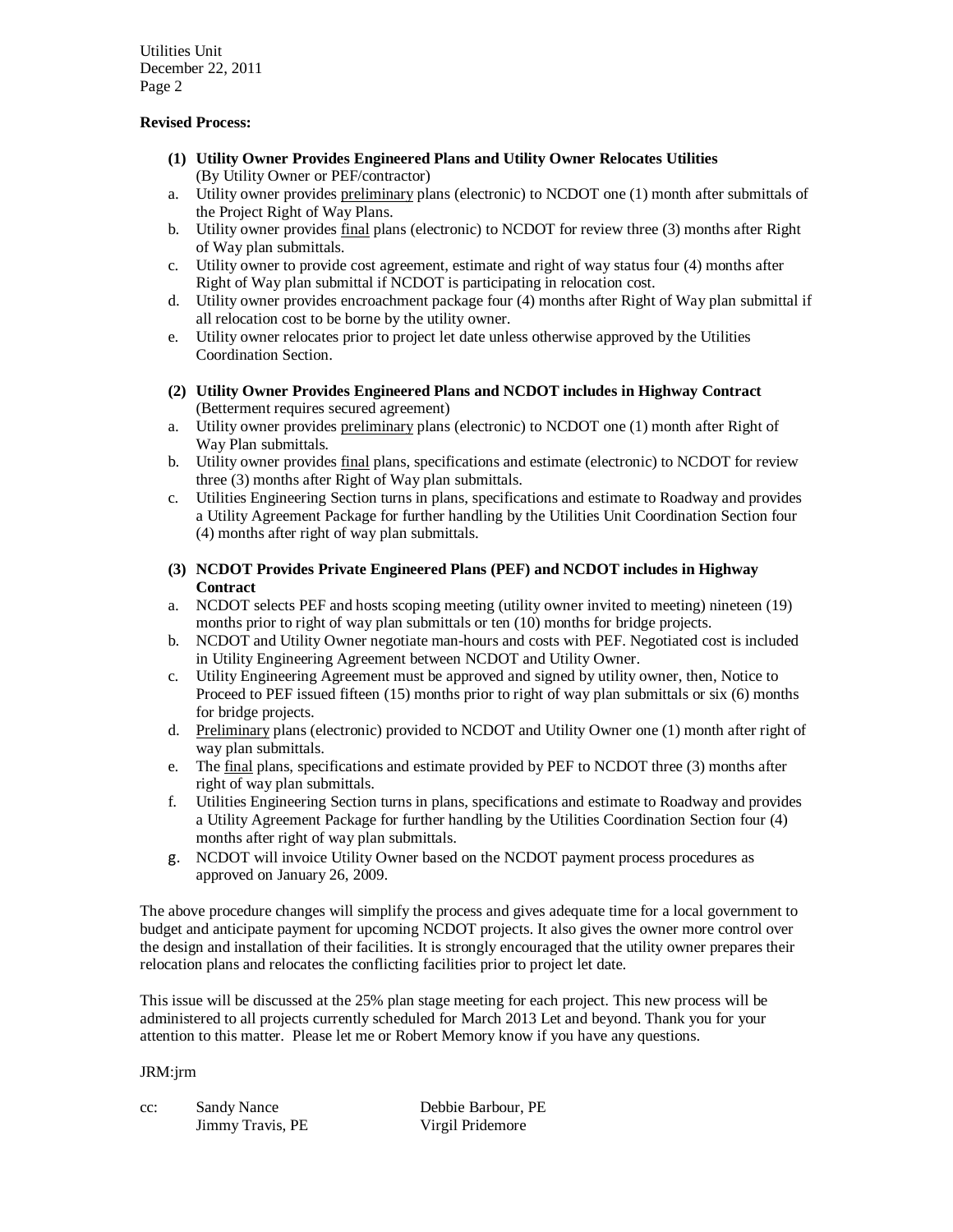**Revised Process:**

**(1) Utility Owner Provides Engineered Plans and Utility Owner Relocates Utilities**
(By Utility Owner or PEF/contractor)

a. Utility owner provides preliminary plans (electronic) to NCDOT one (1) month after submittals of the Project Right of Way Plans.
b. Utility owner provides final plans (electronic) to NCDOT for review three (3) months after Right of Way plan submittals.
c. Utility owner to provide cost agreement, estimate and right of way status four (4) months after Right of Way plan submittal if NCDOT is participating in relocation cost.
d. Utility owner provides encroachment package four (4) months after Right of Way plan submittal if all relocation cost to be borne by the utility owner.
e. Utility owner relocates prior to project let date unless otherwise approved by the Utilities Coordination Section.

**(2) Utility Owner Provides Engineered Plans and NCDOT includes in Highway Contract**
(Betterment requires secured agreement)

a. Utility owner provides preliminary plans (electronic) to NCDOT one (1) month after Right of Way Plan submittals.
b. Utility owner provides final plans, specifications and estimate (electronic) to NCDOT for review three (3) months after Right of Way plan submittals.
c. Utilities Engineering Section turns in plans, specifications and estimate to Roadway and provides a Utility Agreement Package for further handling by the Utilities Unit Coordination Section four (4) months after right of way plan submittals.

**(3) NCDOT Provides Private Engineered Plans (PEF) and NCDOT includes in Highway Contract**

a. NCDOT selects PEF and hosts scoping meeting (utility owner invited to meeting) nineteen (19) months prior to right of way plan submittals or ten (10) months for bridge projects.
b. NCDOT and Utility Owner negotiate man-hours and costs with PEF. Negotiated cost is included in Utility Engineering Agreement between NCDOT and Utility Owner.
c. Utility Engineering Agreement must be approved and signed by utility owner, then, Notice to Proceed to PEF issued fifteen (15) months prior to right of way plan submittals or six (6) months for bridge projects.
d. Preliminary plans (electronic) provided to NCDOT and Utility Owner one (1) month after right of way plan submittals.
e. The final plans, specifications and estimate provided by PEF to NCDOT three (3) months after right of way plan submittals.
f. Utilities Engineering Section turns in plans, specifications and estimate to Roadway and provides a Utility Agreement Package for further handling by the Utilities Coordination Section four (4) months after right of way plan submittals.
g. NCDOT will invoice Utility Owner based on the NCDOT payment process procedures as approved on January 26, 2009.

The above procedure changes will simplify the process and gives adequate time for a local government to budget and anticipate payment for upcoming NCDOT projects. It also gives the owner more control over the design and installation of their facilities. It is strongly encouraged that the utility owner prepares their relocation plans and relocates the conflicting facilities prior to project let date.

This issue will be discussed at the 25% plan stage meeting for each project. This new process will be administered to all projects currently scheduled for March 2013 Let and beyond. Thank you for your attention to this matter. Please let me or Robert Memory know if you have any questions.

JRM:jrm

cc: Sandy Nance
Jimmy Travis, PE
Debbie Barbour, PE
Virgil Pridemore